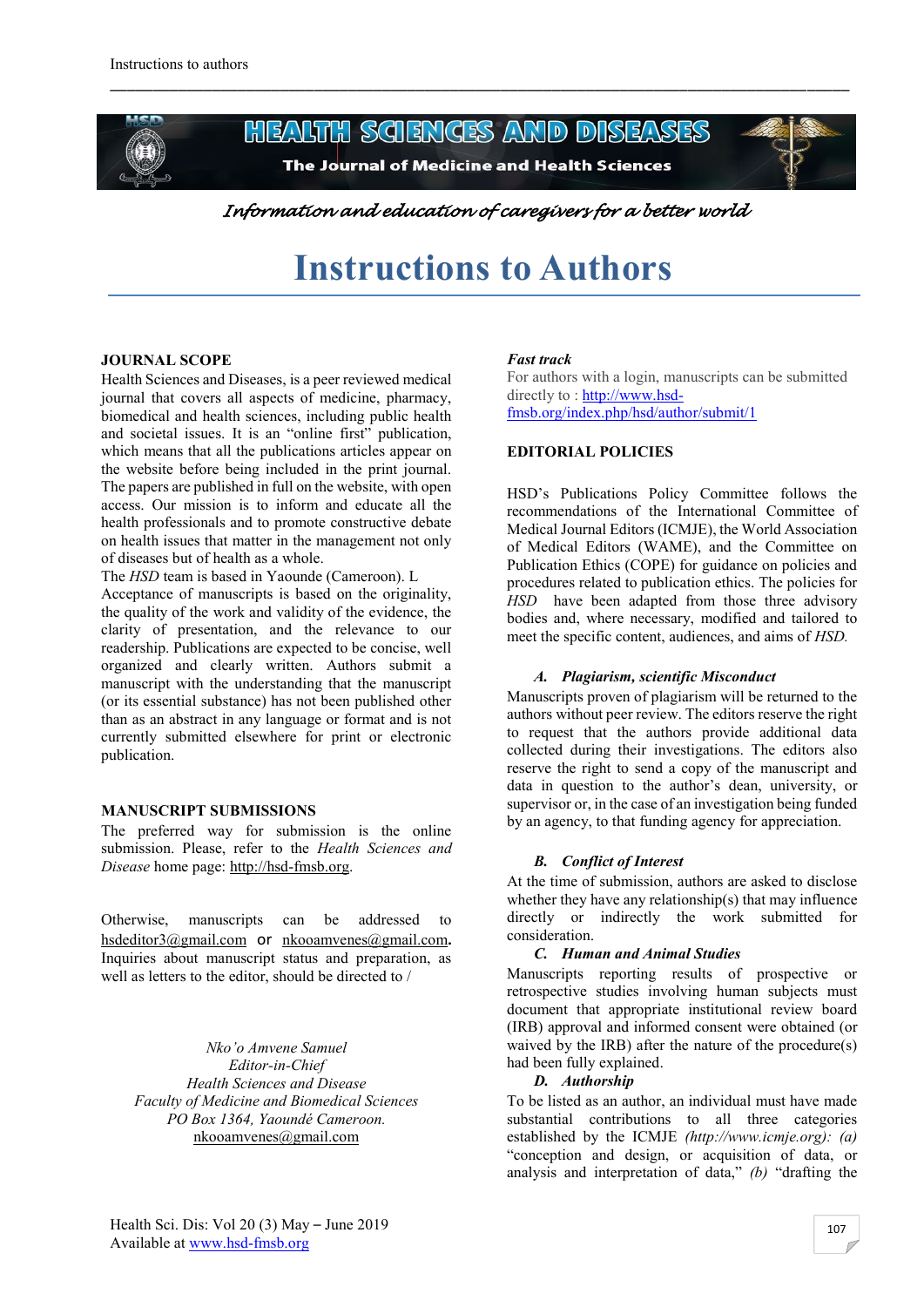# HEALTH SCIENCES AND DISEASES

**The Journal of Medicine and Health Sciences**

*Information and education of caregivers for a better world*

# Instructions to Authors

## JOURNAL SCOPE

Health Sciences and Diseases, is a peer reviewed medical journal that covers all aspects of medicine, pharmacy, biomedical and health sciences, including public health and societal issues. It is an "online first" publication, which means that all the publications articles appear on the website before being included in the print journal. The papers are published in full on the website, with open access. Our mission is to inform and educate all the health professionals and to promote constructive debate on health issues that matter in the management not only of diseases but of health as a whole.

The *HSD* team is based in Yaounde (Cameroon). L

Acceptance of manuscripts is based on the originality, the quality of the work and validity of the evidence, the clarity of presentation, and the relevance to our readership. Publications are expected to be concise, well organized and clearly written. Authors submit a manuscript with the understanding that the manuscript (or its essential substance) has not been published other than as an abstract in any language or format and is not currently submitted elsewhere for print or electronic publication.

## MANUSCRIPT SUBMISSIONS

The preferred way for submission is the online submission. Please, refer to the *Health Sciences and Disease* home page: http://hsd-fmsb.org.

Otherwise, manuscripts can be addressed to hsdeditor3@gmail.com or nkooamvenes@gmail.com**.** Inquiries about manuscript status and preparation, as well as letters to the editor, should be directed to /

*Nko'o Amvene Samuel*
*Editor-in-Chief*
*Health Sciences and Disease*
*Faculty of Medicine and Biomedical Sciences*
*PO Box 1364, Yaoundé Cameroon.*
nkooamvenes@gmail.com

***Fast track***

For authors with a login, manuscripts can be submitted directly to : http://www.hsd-fmsb.org/index.php/hsd/author/submit/1

## EDITORIAL POLICIES

HSD's Publications Policy Committee follows the recommendations of the International Committee of Medical Journal Editors (ICMJE), the World Association of Medical Editors (WAME), and the Committee on Publication Ethics (COPE) for guidance on policies and procedures related to publication ethics. The policies for *HSD* have been adapted from those three advisory bodies and, where necessary, modified and tailored to meet the specific content, audiences, and aims of *HSD.*

### *A. Plagiarism, scientific Misconduct*

Manuscripts proven of plagiarism will be returned to the authors without peer review. The editors reserve the right to request that the authors provide additional data collected during their investigations. The editors also reserve the right to send a copy of the manuscript and data in question to the author's dean, university, or supervisor or, in the case of an investigation being funded by an agency, to that funding agency for appreciation.

### *B. Conflict of Interest*

At the time of submission, authors are asked to disclose whether they have any relationship(s) that may influence directly or indirectly the work submitted for consideration.

### *C. Human and Animal Studies*

Manuscripts reporting results of prospective or retrospective studies involving human subjects must document that appropriate institutional review board (IRB) approval and informed consent were obtained (or waived by the IRB) after the nature of the procedure(s) had been fully explained.

### *D. Authorship*

To be listed as an author, an individual must have made substantial contributions to all three categories established by the ICMJE *(http://www.icmje.org): (a)* "conception and design, or acquisition of data, or analysis and interpretation of data," *(b)* "drafting the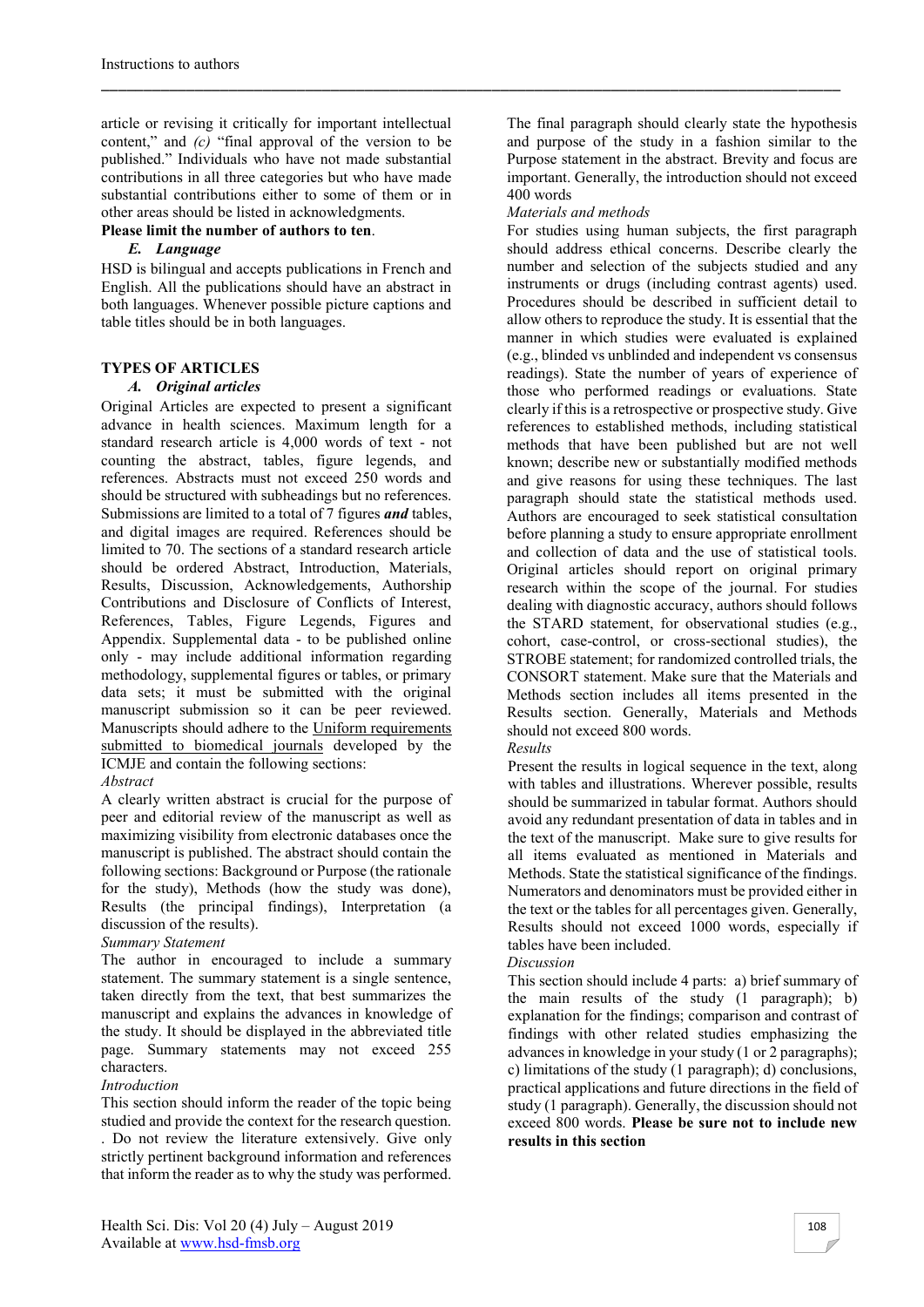article or revising it critically for important intellectual content," and *(c)* "final approval of the version to be published." Individuals who have not made substantial contributions in all three categories but who have made substantial contributions either to some of them or in other areas should be listed in acknowledgments.

**Please limit the number of authors to ten**.

### *E. Language*

HSD is bilingual and accepts publications in French and English. All the publications should have an abstract in both languages. Whenever possible picture captions and table titles should be in both languages.

## TYPES OF ARTICLES

### *A. Original articles*

Original Articles are expected to present a significant advance in health sciences. Maximum length for a standard research article is 4,000 words of text - not counting the abstract, tables, figure legends, and references. Abstracts must not exceed 250 words and should be structured with subheadings but no references. Submissions are limited to a total of 7 figures ***and*** tables, and digital images are required. References should be limited to 70. The sections of a standard research article should be ordered Abstract, Introduction, Materials, Results, Discussion, Acknowledgements, Authorship Contributions and Disclosure of Conflicts of Interest, References, Tables, Figure Legends, Figures and Appendix. Supplemental data - to be published online only - may include additional information regarding methodology, supplemental figures or tables, or primary data sets; it must be submitted with the original manuscript submission so it can be peer reviewed. Manuscripts should adhere to the Uniform requirements submitted to biomedical journals developed by the ICMJE and contain the following sections:

*Abstract*

A clearly written abstract is crucial for the purpose of peer and editorial review of the manuscript as well as maximizing visibility from electronic databases once the manuscript is published. The abstract should contain the following sections: Background or Purpose (the rationale for the study), Methods (how the study was done), Results (the principal findings), Interpretation (a discussion of the results).

*Summary Statement*

The author in encouraged to include a summary statement. The summary statement is a single sentence, taken directly from the text, that best summarizes the manuscript and explains the advances in knowledge of the study. It should be displayed in the abbreviated title page. Summary statements may not exceed 255 characters.

*Introduction*

This section should inform the reader of the topic being studied and provide the context for the research question. . Do not review the literature extensively. Give only strictly pertinent background information and references that inform the reader as to why the study was performed. The final paragraph should clearly state the hypothesis and purpose of the study in a fashion similar to the Purpose statement in the abstract. Brevity and focus are important. Generally, the introduction should not exceed 400 words

*Materials and methods*

For studies using human subjects, the first paragraph should address ethical concerns. Describe clearly the number and selection of the subjects studied and any instruments or drugs (including contrast agents) used. Procedures should be described in sufficient detail to allow others to reproduce the study. It is essential that the manner in which studies were evaluated is explained (e.g., blinded vs unblinded and independent vs consensus readings). State the number of years of experience of those who performed readings or evaluations. State clearly if this is a retrospective or prospective study. Give references to established methods, including statistical methods that have been published but are not well known; describe new or substantially modified methods and give reasons for using these techniques. The last paragraph should state the statistical methods used. Authors are encouraged to seek statistical consultation before planning a study to ensure appropriate enrollment and collection of data and the use of statistical tools. Original articles should report on original primary research within the scope of the journal. For studies dealing with diagnostic accuracy, authors should follows the STARD statement, for observational studies (e.g., cohort, case-control, or cross-sectional studies), the STROBE statement; for randomized controlled trials, the CONSORT statement. Make sure that the Materials and Methods section includes all items presented in the Results section. Generally, Materials and Methods should not exceed 800 words.

*Results*

Present the results in logical sequence in the text, along with tables and illustrations. Wherever possible, results should be summarized in tabular format. Authors should avoid any redundant presentation of data in tables and in the text of the manuscript. Make sure to give results for all items evaluated as mentioned in Materials and Methods. State the statistical significance of the findings. Numerators and denominators must be provided either in the text or the tables for all percentages given. Generally, Results should not exceed 1000 words, especially if tables have been included.

*Discussion*

This section should include 4 parts: a) brief summary of the main results of the study (1 paragraph); b) explanation for the findings; comparison and contrast of findings with other related studies emphasizing the advances in knowledge in your study (1 or 2 paragraphs); c) limitations of the study (1 paragraph); d) conclusions, practical applications and future directions in the field of study (1 paragraph). Generally, the discussion should not exceed 800 words. **Please be sure not to include new results in this section**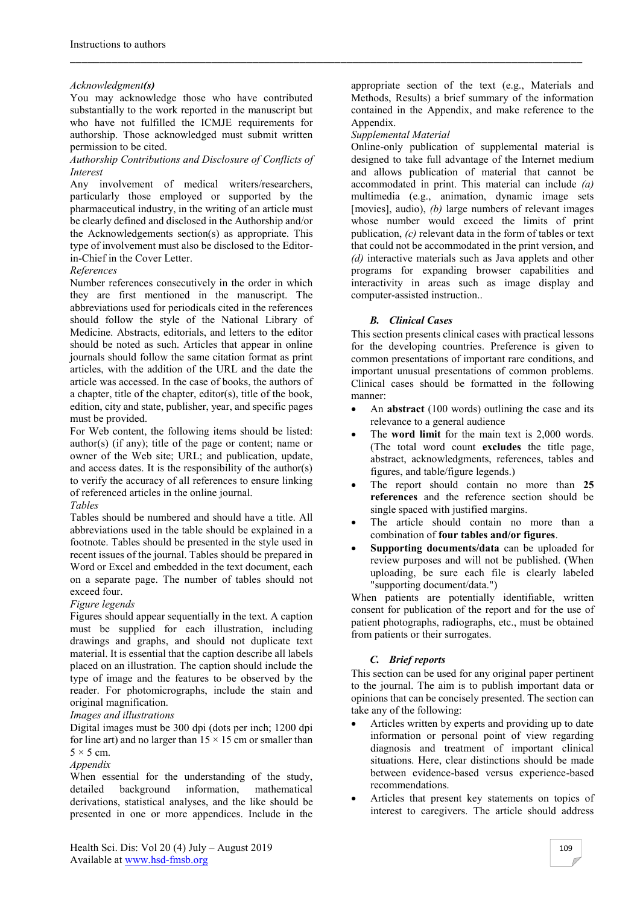*Acknowledgment**(s)***

You may acknowledge those who have contributed substantially to the work reported in the manuscript but who have not fulfilled the ICMJE requirements for authorship. Those acknowledged must submit written permission to be cited.

*Authorship Contributions and Disclosure of Conflicts of Interest*

Any involvement of medical writers/researchers, particularly those employed or supported by the pharmaceutical industry, in the writing of an article must be clearly defined and disclosed in the Authorship and/or the Acknowledgements section(s) as appropriate. This type of involvement must also be disclosed to the Editor-in-Chief in the Cover Letter.

*References*

Number references consecutively in the order in which they are first mentioned in the manuscript. The abbreviations used for periodicals cited in the references should follow the style of the National Library of Medicine. Abstracts, editorials, and letters to the editor should be noted as such. Articles that appear in online journals should follow the same citation format as print articles, with the addition of the URL and the date the article was accessed. In the case of books, the authors of a chapter, title of the chapter, editor(s), title of the book, edition, city and state, publisher, year, and specific pages must be provided.

For Web content, the following items should be listed: author(s) (if any); title of the page or content; name or owner of the Web site; URL; and publication, update, and access dates. It is the responsibility of the author(s) to verify the accuracy of all references to ensure linking of referenced articles in the online journal.

*Tables*

Tables should be numbered and should have a title. All abbreviations used in the table should be explained in a footnote. Tables should be presented in the style used in recent issues of the journal. Tables should be prepared in Word or Excel and embedded in the text document, each on a separate page. The number of tables should not exceed four.

*Figure legends*

Figures should appear sequentially in the text. A caption must be supplied for each illustration, including drawings and graphs, and should not duplicate text material. It is essential that the caption describe all labels placed on an illustration. The caption should include the type of image and the features to be observed by the reader. For photomicrographs, include the stain and original magnification.

*Images and illustrations*

Digital images must be 300 dpi (dots per inch; 1200 dpi for line art) and no larger than $15 \times 15$ cm or smaller than $5 \times 5$ cm.

*Appendix*

When essential for the understanding of the study, detailed background information, mathematical derivations, statistical analyses, and the like should be presented in one or more appendices. Include in the appropriate section of the text (e.g., Materials and Methods, Results) a brief summary of the information contained in the Appendix, and make reference to the Appendix.

*Supplemental Material*

Online-only publication of supplemental material is designed to take full advantage of the Internet medium and allows publication of material that cannot be accommodated in print. This material can include *(a)* multimedia (e.g., animation, dynamic image sets [movies], audio), *(b)* large numbers of relevant images whose number would exceed the limits of print publication, *(c)* relevant data in the form of tables or text that could not be accommodated in the print version, and *(d)* interactive materials such as Java applets and other programs for expanding browser capabilities and interactivity in areas such as image display and computer-assisted instruction..

### *B. Clinical Cases*

This section presents clinical cases with practical lessons for the developing countries. Preference is given to common presentations of important rare conditions, and important unusual presentations of common problems. Clinical cases should be formatted in the following manner:

- An **abstract** (100 words) outlining the case and its relevance to a general audience
- The **word limit** for the main text is 2,000 words. (The total word count **excludes** the title page, abstract, acknowledgments, references, tables and figures, and table/figure legends.)
- The report should contain no more than **25 references** and the reference section should be single spaced with justified margins.
- The article should contain no more than a combination of **four tables and/or figures**.
- **Supporting documents/data** can be uploaded for review purposes and will not be published. (When uploading, be sure each file is clearly labeled "supporting document/data.")

When patients are potentially identifiable, written consent for publication of the report and for the use of patient photographs, radiographs, etc., must be obtained from patients or their surrogates.

### *C. Brief reports*

This section can be used for any original paper pertinent to the journal. The aim is to publish important data or opinions that can be concisely presented. The section can take any of the following:

- Articles written by experts and providing up to date information or personal point of view regarding diagnosis and treatment of important clinical situations. Here, clear distinctions should be made between evidence-based versus experience-based recommendations.
- Articles that present key statements on topics of interest to caregivers. The article should address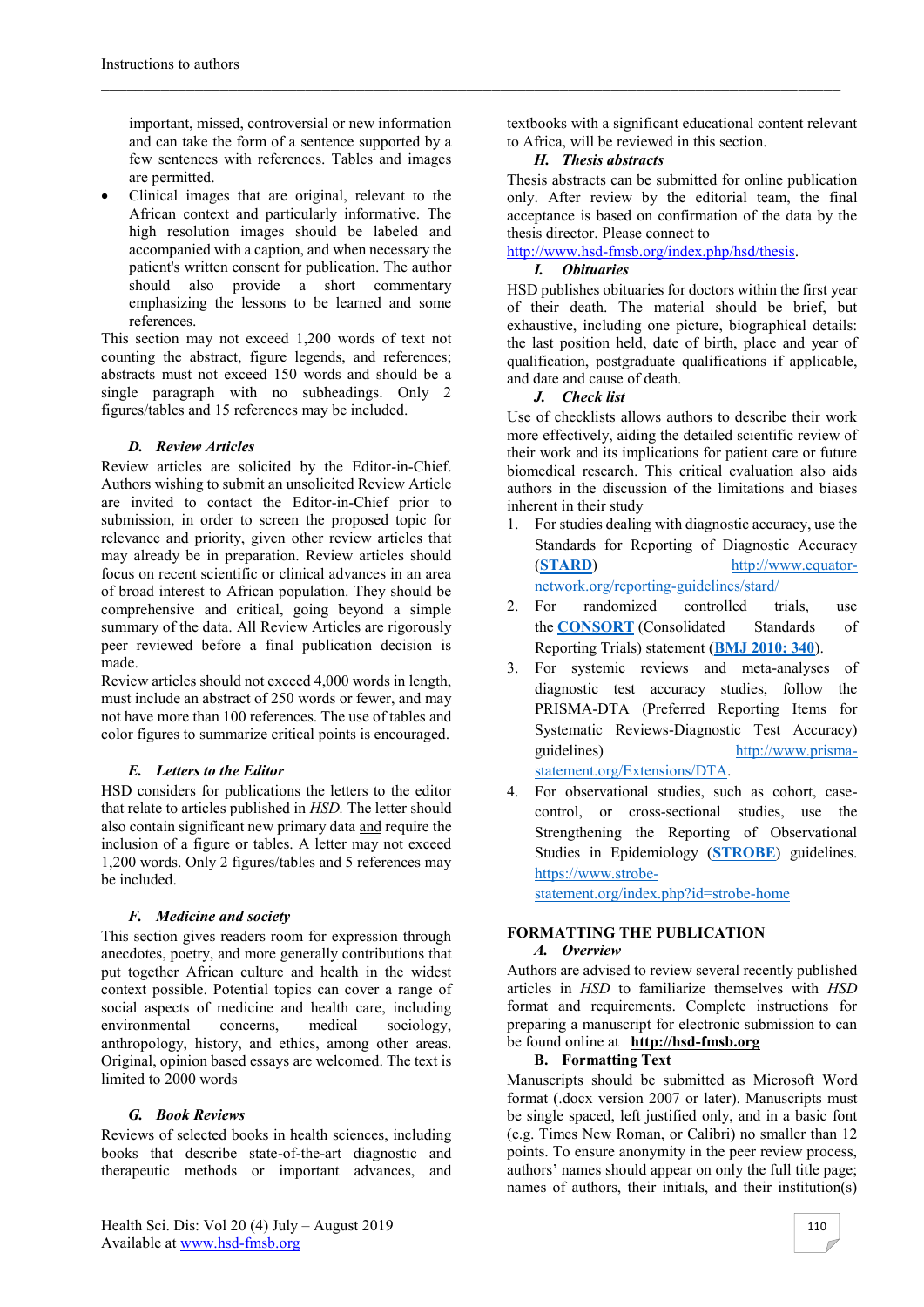important, missed, controversial or new information and can take the form of a sentence supported by a few sentences with references. Tables and images are permitted.

- Clinical images that are original, relevant to the African context and particularly informative. The high resolution images should be labeled and accompanied with a caption, and when necessary the patient's written consent for publication. The author should also provide a short commentary emphasizing the lessons to be learned and some references.

This section may not exceed 1,200 words of text not counting the abstract, figure legends, and references; abstracts must not exceed 150 words and should be a single paragraph with no subheadings. Only 2 figures/tables and 15 references may be included.

### *D. Review Articles*

Review articles are solicited by the Editor-in-Chief. Authors wishing to submit an unsolicited Review Article are invited to contact the Editor-in-Chief prior to submission, in order to screen the proposed topic for relevance and priority, given other review articles that may already be in preparation. Review articles should focus on recent scientific or clinical advances in an area of broad interest to African population. They should be comprehensive and critical, going beyond a simple summary of the data. All Review Articles are rigorously peer reviewed before a final publication decision is made.

Review articles should not exceed 4,000 words in length, must include an abstract of 250 words or fewer, and may not have more than 100 references. The use of tables and color figures to summarize critical points is encouraged.

### *E. Letters to the Editor*

HSD considers for publications the letters to the editor that relate to articles published in *HSD.* The letter should also contain significant new primary data and require the inclusion of a figure or tables. A letter may not exceed 1,200 words. Only 2 figures/tables and 5 references may be included.

### *F. Medicine and society*

This section gives readers room for expression through anecdotes, poetry, and more generally contributions that put together African culture and health in the widest context possible. Potential topics can cover a range of social aspects of medicine and health care, including environmental concerns, medical sociology, anthropology, history, and ethics, among other areas. Original, opinion based essays are welcomed. The text is limited to 2000 words

### *G. Book Reviews*

Reviews of selected books in health sciences, including books that describe state-of-the-art diagnostic and therapeutic methods or important advances, and textbooks with a significant educational content relevant to Africa, will be reviewed in this section.

### *H. Thesis abstracts*

Thesis abstracts can be submitted for online publication only. After review by the editorial team, the final acceptance is based on confirmation of the data by the thesis director. Please connect to http://www.hsd-fmsb.org/index.php/hsd/thesis.

### *I. Obituaries*

HSD publishes obituaries for doctors within the first year of their death. The material should be brief, but exhaustive, including one picture, biographical details: the last position held, date of birth, place and year of qualification, postgraduate qualifications if applicable, and date and cause of death.

### *J. Check list*

Use of checklists allows authors to describe their work more effectively, aiding the detailed scientific review of their work and its implications for patient care or future biomedical research. This critical evaluation also aids authors in the discussion of the limitations and biases inherent in their study

1. For studies dealing with diagnostic accuracy, use the Standards for Reporting of Diagnostic Accuracy (**STARD**) http://www.equator-network.org/reporting-guidelines/stard/
2. For randomized controlled trials, use the **CONSORT** (Consolidated Standards of Reporting Trials) statement (**BMJ 2010; 340**).
3. For systemic reviews and meta-analyses of diagnostic test accuracy studies, follow the PRISMA-DTA (Preferred Reporting Items for Systematic Reviews-Diagnostic Test Accuracy) guidelines) http://www.prisma-statement.org/Extensions/DTA.
4. For observational studies, such as cohort, case-control, or cross-sectional studies, use the Strengthening the Reporting of Observational Studies in Epidemiology (**STROBE**) guidelines. https://www.strobe-statement.org/index.php?id=strobe-home

## FORMATTING THE PUBLICATION

### *A. Overview*

Authors are advised to review several recently published articles in *HSD* to familiarize themselves with *HSD* format and requirements. Complete instructions for preparing a manuscript for electronic submission to can be found online at **http://hsd-fmsb.org**

### B. Formatting Text

Manuscripts should be submitted as Microsoft Word format (.docx version 2007 or later). Manuscripts must be single spaced, left justified only, and in a basic font (e.g. Times New Roman, or Calibri) no smaller than 12 points. To ensure anonymity in the peer review process, authors' names should appear on only the full title page; names of authors, their initials, and their institution(s)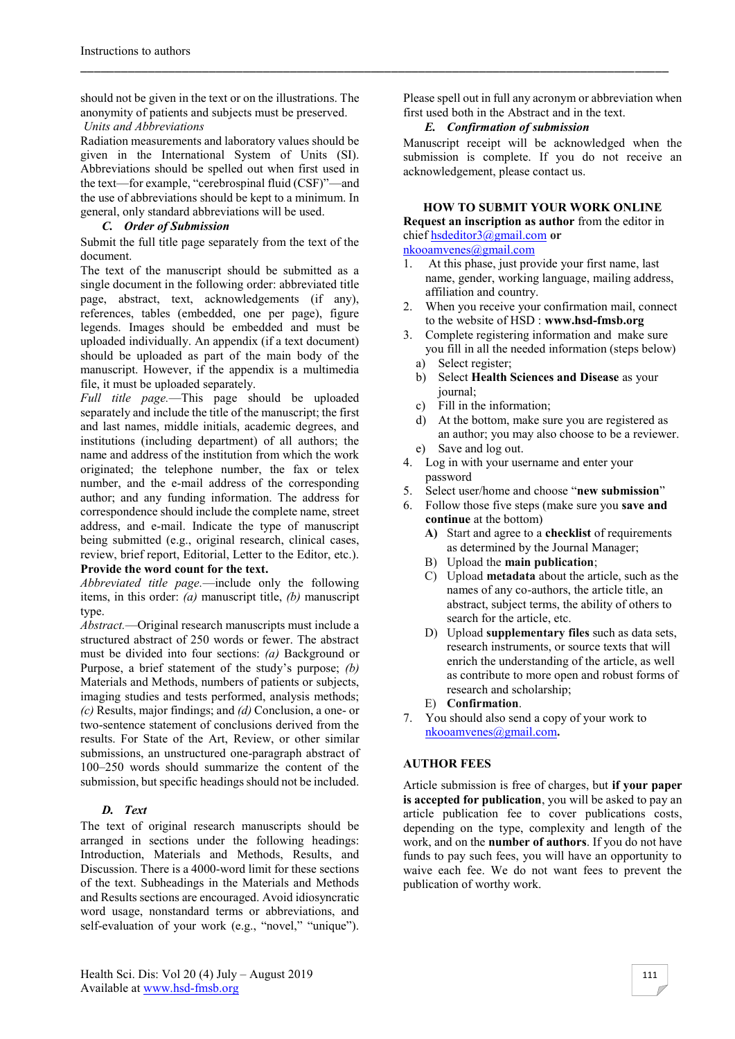should not be given in the text or on the illustrations. The anonymity of patients and subjects must be preserved.

*Units and Abbreviations*

Radiation measurements and laboratory values should be given in the International System of Units (SI). Abbreviations should be spelled out when first used in the text—for example, "cerebrospinal fluid (CSF)"—and the use of abbreviations should be kept to a minimum. In general, only standard abbreviations will be used.

### C. Order of Submission

Submit the full title page separately from the text of the document.

The text of the manuscript should be submitted as a single document in the following order: abbreviated title page, abstract, text, acknowledgements (if any), references, tables (embedded, one per page), figure legends. Images should be embedded and must be uploaded individually. An appendix (if a text document) should be uploaded as part of the main body of the manuscript. However, if the appendix is a multimedia file, it must be uploaded separately.

*Full title page.*—This page should be uploaded separately and include the title of the manuscript; the first and last names, middle initials, academic degrees, and institutions (including department) of all authors; the name and address of the institution from which the work originated; the telephone number, the fax or telex number, and the e-mail address of the corresponding author; and any funding information. The address for correspondence should include the complete name, street address, and e-mail. Indicate the type of manuscript being submitted (e.g., original research, clinical cases, review, brief report, Editorial, Letter to the Editor, etc.). **Provide the word count for the text.**

*Abbreviated title page.*—include only the following items, in this order: *(a)* manuscript title, *(b)* manuscript type.

*Abstract.*—Original research manuscripts must include a structured abstract of 250 words or fewer. The abstract must be divided into four sections: *(a)* Background or Purpose, a brief statement of the study's purpose; *(b)* Materials and Methods, numbers of patients or subjects, imaging studies and tests performed, analysis methods; *(c)* Results, major findings; and *(d)* Conclusion, a one- or two-sentence statement of conclusions derived from the results. For State of the Art, Review, or other similar submissions, an unstructured one-paragraph abstract of 100–250 words should summarize the content of the submission, but specific headings should not be included.

### D. Text

The text of original research manuscripts should be arranged in sections under the following headings: Introduction, Materials and Methods, Results, and Discussion. There is a 4000-word limit for these sections of the text. Subheadings in the Materials and Methods and Results sections are encouraged. Avoid idiosyncratic word usage, nonstandard terms or abbreviations, and self-evaluation of your work (e.g., "novel," "unique"). Please spell out in full any acronym or abbreviation when first used both in the Abstract and in the text.

### E. Confirmation of submission

Manuscript receipt will be acknowledged when the submission is complete. If you do not receive an acknowledgement, please contact us.

## HOW TO SUBMIT YOUR WORK ONLINE

**Request an inscription as author** from the editor in chief hsdeditor3@gmail.com **or** nkooamvenes@gmail.com

1. At this phase, just provide your first name, last name, gender, working language, mailing address, affiliation and country.
2. When you receive your confirmation mail, connect to the website of HSD : **www.hsd-fmsb.org**
3. Complete registering information and make sure you fill in all the needed information (steps below)
   a) Select register;
   b) Select **Health Sciences and Disease** as your journal;
   c) Fill in the information;
   d) At the bottom, make sure you are registered as an author; you may also choose to be a reviewer.
   e) Save and log out.
4. Log in with your username and enter your password
5. Select user/home and choose "**new submission**"
6. Follow those five steps (make sure you **save and continue** at the bottom)
   **A)** Start and agree to a **checklist** of requirements as determined by the Journal Manager;
   B) Upload the **main publication**;
   C) Upload **metadata** about the article, such as the names of any co-authors, the article title, an abstract, subject terms, the ability of others to search for the article, etc.
   D) Upload **supplementary files** such as data sets, research instruments, or source texts that will enrich the understanding of the article, as well as contribute to more open and robust forms of research and scholarship;
   E) **Confirmation**.
7. You should also send a copy of your work to nkooamvenes@gmail.com**.**

## AUTHOR FEES

Article submission is free of charges, but **if your paper is accepted for publication**, you will be asked to pay an article publication fee to cover publications costs, depending on the type, complexity and length of the work, and on the **number of authors**. If you do not have funds to pay such fees, you will have an opportunity to waive each fee. We do not want fees to prevent the publication of worthy work.